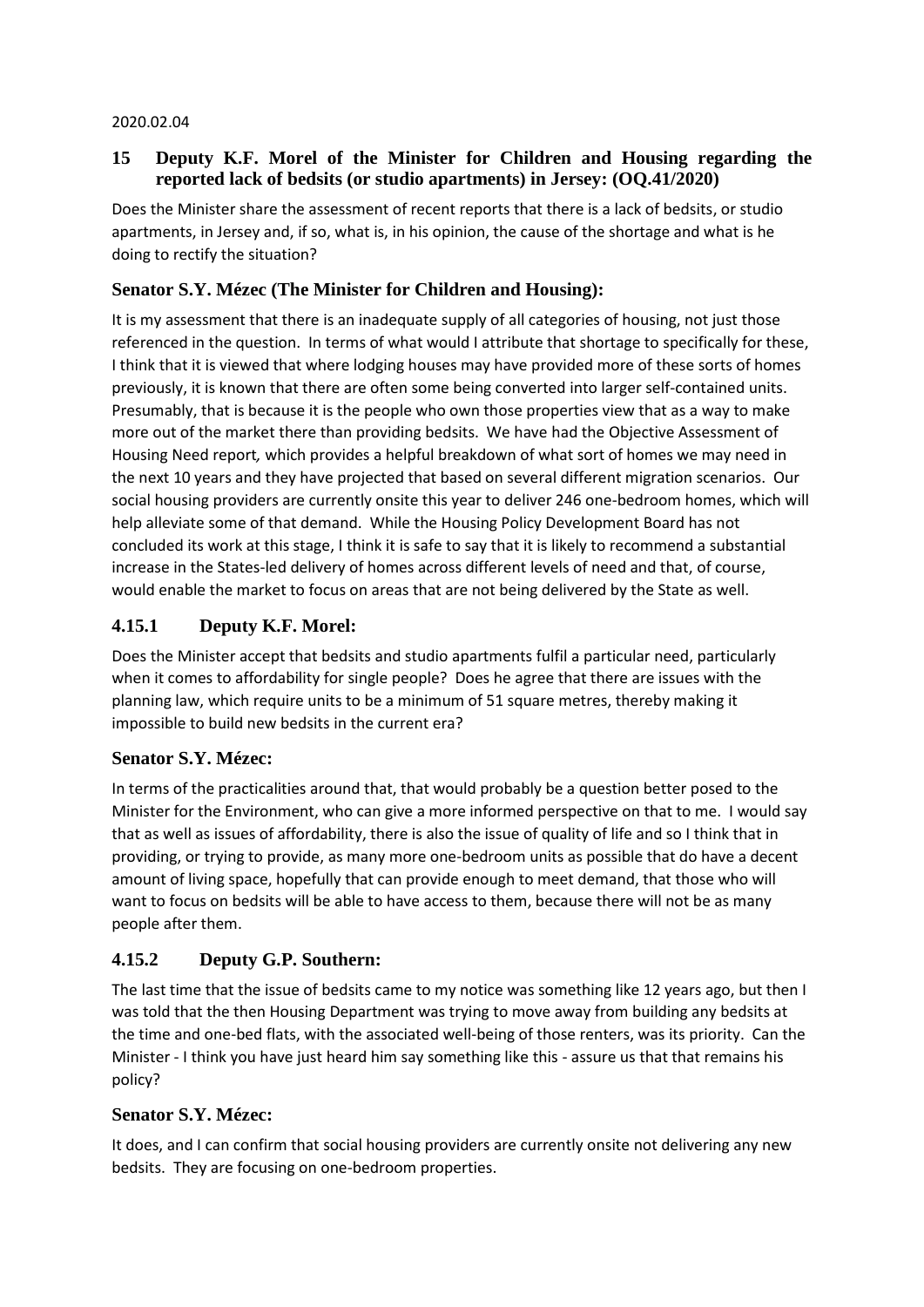2020.02.04

## 15 Deputy K.F. Morel of the Minister for Children and Housing regarding the reported lack of bedsits (or studio apartments) in Jersey: (OQ.41/2020)

Does the Minister share the assessment of recent reports that there is a lack of bedsits, or studio apartments, in Jersey and, if so, what is, in his opinion, the cause of the shortage and what is he doing to rectify the situation?

### Senator S.Y. Mézec (The Minister for Children and Housing):

It is my assessment that there is an inadequate supply of all categories of housing, not just those referenced in the question. In terms of what would I attribute that shortage to specifically for these, I think that it is viewed that where lodging houses may have provided more of these sorts of homes previously, it is known that there are often some being converted into larger self-contained units. Presumably, that is because it is the people who own those properties view that as a way to make more out of the market there than providing bedsits. We have had the Objective Assessment of Housing Need report*,* which provides a helpful breakdown of what sort of homes we may need in the next 10 years and they have projected that based on several different migration scenarios. Our social housing providers are currently onsite this year to deliver 246 one-bedroom homes, which will help alleviate some of that demand. While the Housing Policy Development Board has not concluded its work at this stage, I think it is safe to say that it is likely to recommend a substantial increase in the States-led delivery of homes across different levels of need and that, of course, would enable the market to focus on areas that are not being delivered by the State as well.

## 4.15.1 Deputy K.F. Morel:

Does the Minister accept that bedsits and studio apartments fulfil a particular need, particularly when it comes to affordability for single people? Does he agree that there are issues with the planning law, which require units to be a minimum of 51 square metres, thereby making it impossible to build new bedsits in the current era?

### Senator S.Y. Mézec:

In terms of the practicalities around that, that would probably be a question better posed to the Minister for the Environment, who can give a more informed perspective on that to me. I would say that as well as issues of affordability, there is also the issue of quality of life and so I think that in providing, or trying to provide, as many more one-bedroom units as possible that do have a decent amount of living space, hopefully that can provide enough to meet demand, that those who will want to focus on bedsits will be able to have access to them, because there will not be as many people after them.

## 4.15.2 Deputy G.P. Southern:

The last time that the issue of bedsits came to my notice was something like 12 years ago, but then I was told that the then Housing Department was trying to move away from building any bedsits at the time and one-bed flats, with the associated well-being of those renters, was its priority. Can the Minister - I think you have just heard him say something like this - assure us that that remains his policy?

### Senator S.Y. Mézec:

It does, and I can confirm that social housing providers are currently onsite not delivering any new bedsits. They are focusing on one-bedroom properties.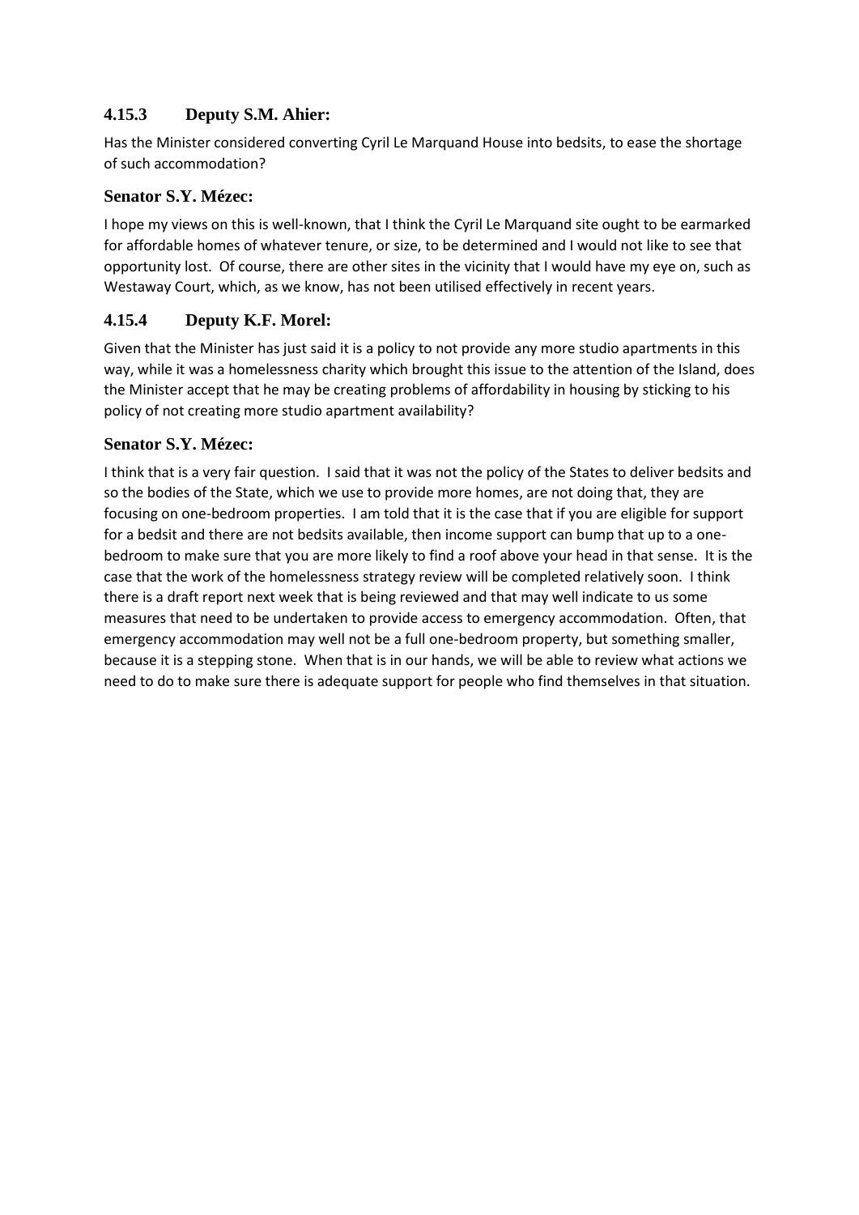### 4.15.3 Deputy S.M. Ahier:

Has the Minister considered converting Cyril Le Marquand House into bedsits, to ease the shortage of such accommodation?

### Senator S.Y. Mézec:

I hope my views on this is well-known, that I think the Cyril Le Marquand site ought to be earmarked for affordable homes of whatever tenure, or size, to be determined and I would not like to see that opportunity lost. Of course, there are other sites in the vicinity that I would have my eye on, such as Westaway Court, which, as we know, has not been utilised effectively in recent years.

### 4.15.4 Deputy K.F. Morel:

Given that the Minister has just said it is a policy to not provide any more studio apartments in this way, while it was a homelessness charity which brought this issue to the attention of the Island, does the Minister accept that he may be creating problems of affordability in housing by sticking to his policy of not creating more studio apartment availability?

### Senator S.Y. Mézec:

I think that is a very fair question. I said that it was not the policy of the States to deliver bedsits and so the bodies of the State, which we use to provide more homes, are not doing that, they are focusing on one-bedroom properties. I am told that it is the case that if you are eligible for support for a bedsit and there are not bedsits available, then income support can bump that up to a one-bedroom to make sure that you are more likely to find a roof above your head in that sense. It is the case that the work of the homelessness strategy review will be completed relatively soon. I think there is a draft report next week that is being reviewed and that may well indicate to us some measures that need to be undertaken to provide access to emergency accommodation. Often, that emergency accommodation may well not be a full one-bedroom property, but something smaller, because it is a stepping stone. When that is in our hands, we will be able to review what actions we need to do to make sure there is adequate support for people who find themselves in that situation.